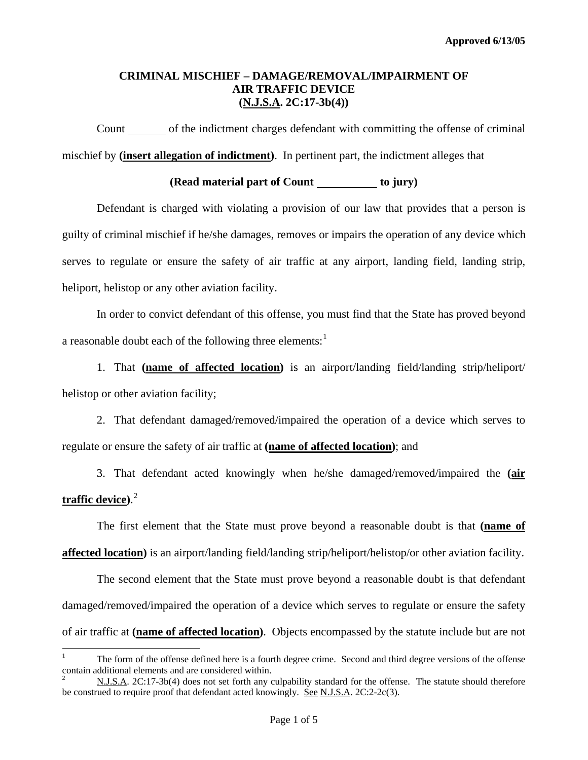Approved 6/13/05

# CRIMINAL MISCHIEF – DAMAGE/REMOVAL/IMPAIRMENT OF AIR TRAFFIC DEVICE (N.J.S.A. 2C:17-3b(4))

Count ______ of the indictment charges defendant with committing the offense of criminal mischief by **(insert allegation of indictment)**. In pertinent part, the indictment alleges that

**(Read material part of Count __________ to jury)**

Defendant is charged with violating a provision of our law that provides that a person is guilty of criminal mischief if he/she damages, removes or impairs the operation of any device which serves to regulate or ensure the safety of air traffic at any airport, landing field, landing strip, heliport, helistop or any other aviation facility.

In order to convict defendant of this offense, you must find that the State has proved beyond a reasonable doubt each of the following three elements:[1]

1. That **(name of affected location)** is an airport/landing field/landing strip/heliport/ helistop or other aviation facility;

2. That defendant damaged/removed/impaired the operation of a device which serves to regulate or ensure the safety of air traffic at **(name of affected location)**; and

3. That defendant acted knowingly when he/she damaged/removed/impaired the **(air traffic device)**.[2]

The first element that the State must prove beyond a reasonable doubt is that **(name of affected location)** is an airport/landing field/landing strip/heliport/helistop/or other aviation facility.

The second element that the State must prove beyond a reasonable doubt is that defendant damaged/removed/impaired the operation of a device which serves to regulate or ensure the safety of air traffic at **(name of affected location)**. Objects encompassed by the statute include but are not

---

[1] The form of the offense defined here is a fourth degree crime. Second and third degree versions of the offense contain additional elements and are considered within.

[2] N.J.S.A. 2C:17-3b(4) does not set forth any culpability standard for the offense. The statute should therefore be construed to require proof that defendant acted knowingly. See N.J.S.A. 2C:2-2c(3).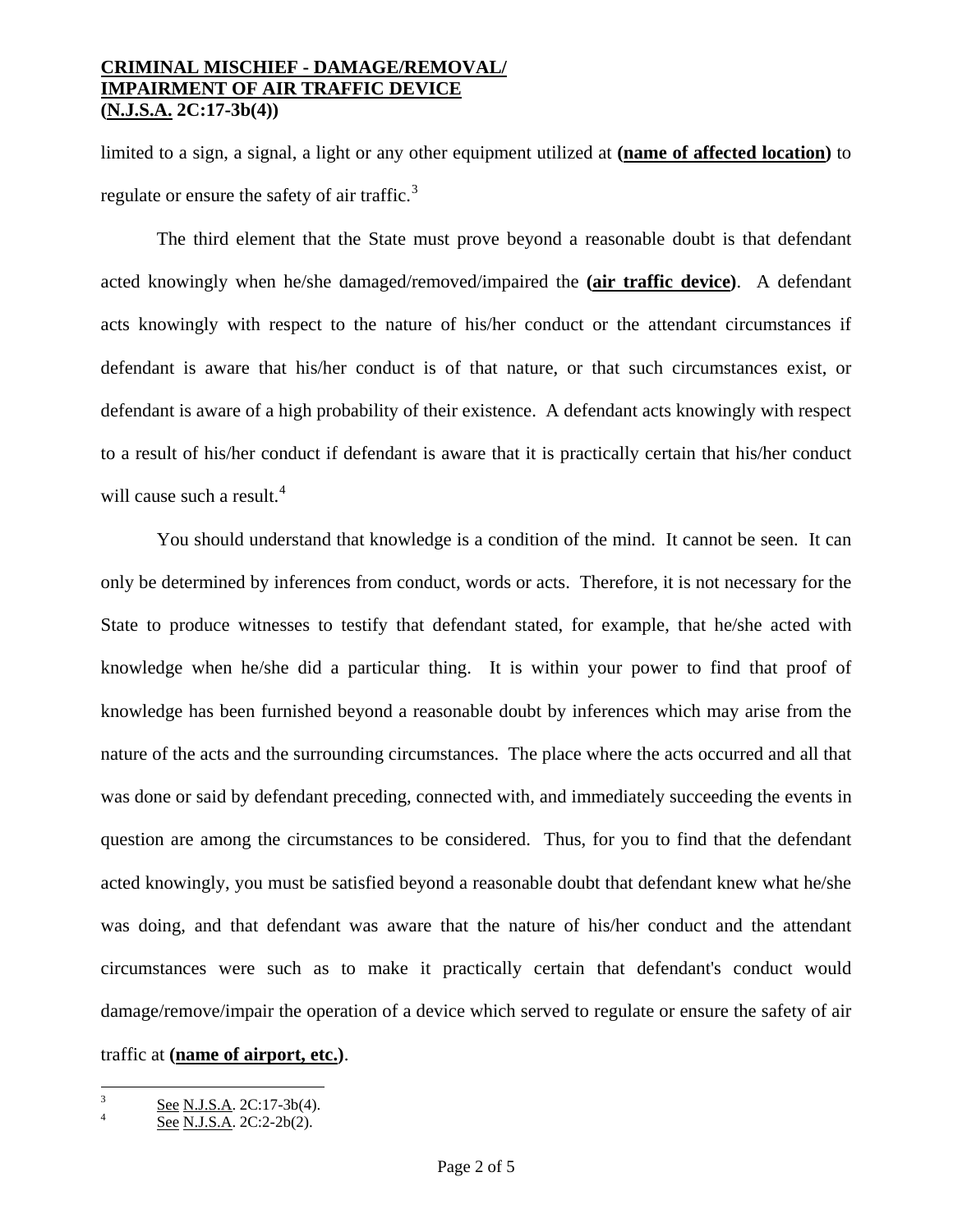limited to a sign, a signal, a light or any other equipment utilized at **(name of affected location)** to regulate or ensure the safety of air traffic.[3]

The third element that the State must prove beyond a reasonable doubt is that defendant acted knowingly when he/she damaged/removed/impaired the **(air traffic device)**. A defendant acts knowingly with respect to the nature of his/her conduct or the attendant circumstances if defendant is aware that his/her conduct is of that nature, or that such circumstances exist, or defendant is aware of a high probability of their existence. A defendant acts knowingly with respect to a result of his/her conduct if defendant is aware that it is practically certain that his/her conduct will cause such a result.[4]

You should understand that knowledge is a condition of the mind. It cannot be seen. It can only be determined by inferences from conduct, words or acts. Therefore, it is not necessary for the State to produce witnesses to testify that defendant stated, for example, that he/she acted with knowledge when he/she did a particular thing. It is within your power to find that proof of knowledge has been furnished beyond a reasonable doubt by inferences which may arise from the nature of the acts and the surrounding circumstances. The place where the acts occurred and all that was done or said by defendant preceding, connected with, and immediately succeeding the events in question are among the circumstances to be considered. Thus, for you to find that the defendant acted knowingly, you must be satisfied beyond a reasonable doubt that defendant knew what he/she was doing, and that defendant was aware that the nature of his/her conduct and the attendant circumstances were such as to make it practically certain that defendant's conduct would damage/remove/impair the operation of a device which served to regulate or ensure the safety of air traffic at **(name of airport, etc.)**.

---

[3] See N.J.S.A. 2C:17-3b(4).

[4] See N.J.S.A. 2C:2-2b(2).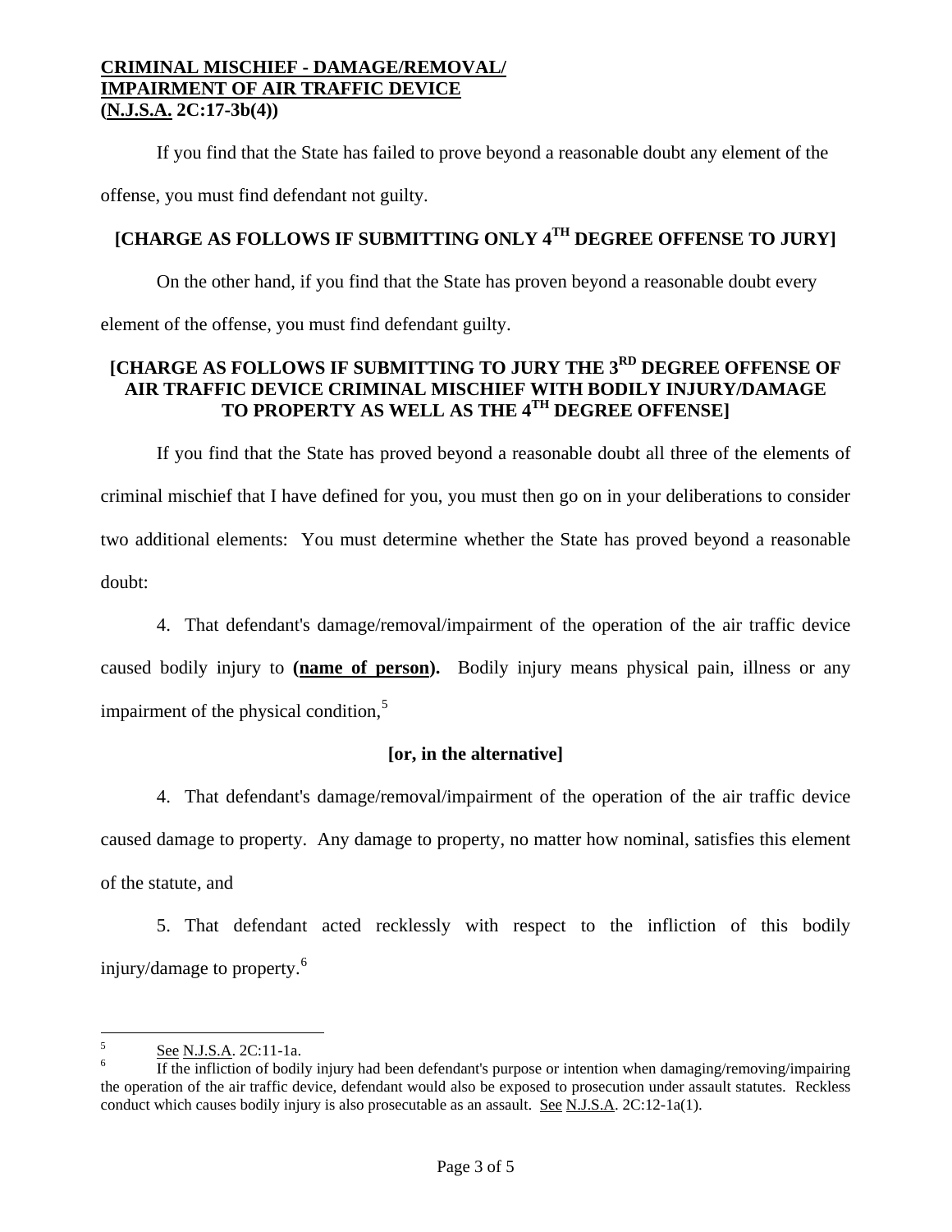**CRIMINAL MISCHIEF - DAMAGE/REMOVAL/ IMPAIRMENT OF AIR TRAFFIC DEVICE (N.J.S.A. 2C:17-3b(4))**

If you find that the State has failed to prove beyond a reasonable doubt any element of the offense, you must find defendant not guilty.

**[CHARGE AS FOLLOWS IF SUBMITTING ONLY 4TH DEGREE OFFENSE TO JURY]**

On the other hand, if you find that the State has proven beyond a reasonable doubt every element of the offense, you must find defendant guilty.

**[CHARGE AS FOLLOWS IF SUBMITTING TO JURY THE 3RD DEGREE OFFENSE OF AIR TRAFFIC DEVICE CRIMINAL MISCHIEF WITH BODILY INJURY/DAMAGE TO PROPERTY AS WELL AS THE 4TH DEGREE OFFENSE]**

If you find that the State has proved beyond a reasonable doubt all three of the elements of criminal mischief that I have defined for you, you must then go on in your deliberations to consider two additional elements: You must determine whether the State has proved beyond a reasonable doubt:

4. That defendant's damage/removal/impairment of the operation of the air traffic device caused bodily injury to **(name of person).** Bodily injury means physical pain, illness or any impairment of the physical condition,[5]

**[or, in the alternative]**

4. That defendant's damage/removal/impairment of the operation of the air traffic device caused damage to property. Any damage to property, no matter how nominal, satisfies this element of the statute, and

5. That defendant acted recklessly with respect to the infliction of this bodily injury/damage to property.[6]

---

[5] See N.J.S.A. 2C:11-1a.

[6] If the infliction of bodily injury had been defendant's purpose or intention when damaging/removing/impairing the operation of the air traffic device, defendant would also be exposed to prosecution under assault statutes. Reckless conduct which causes bodily injury is also prosecutable as an assault. See N.J.S.A. 2C:12-1a(1).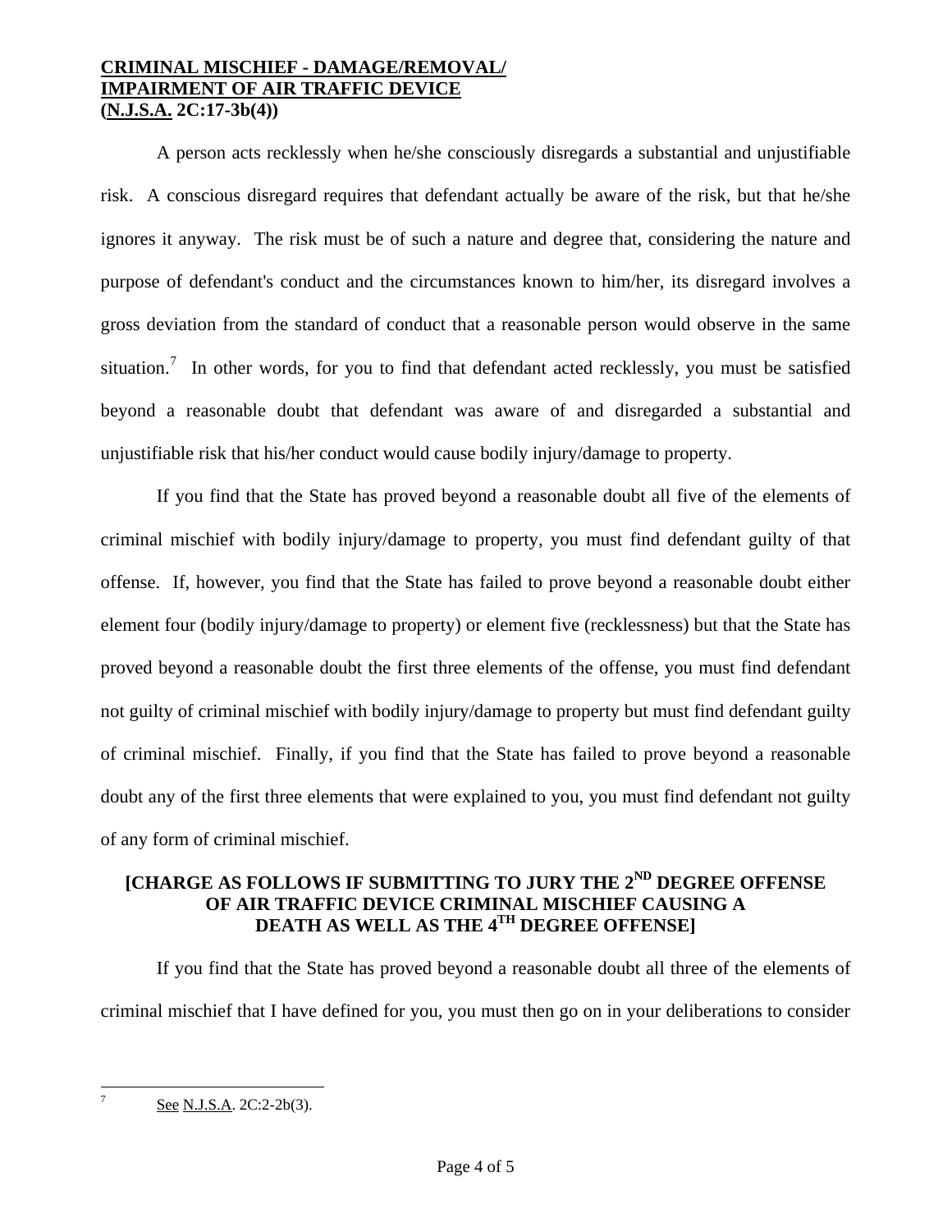A person acts recklessly when he/she consciously disregards a substantial and unjustifiable risk. A conscious disregard requires that defendant actually be aware of the risk, but that he/she ignores it anyway. The risk must be of such a nature and degree that, considering the nature and purpose of defendant's conduct and the circumstances known to him/her, its disregard involves a gross deviation from the standard of conduct that a reasonable person would observe in the same situation.[7] In other words, for you to find that defendant acted recklessly, you must be satisfied beyond a reasonable doubt that defendant was aware of and disregarded a substantial and unjustifiable risk that his/her conduct would cause bodily injury/damage to property.

If you find that the State has proved beyond a reasonable doubt all five of the elements of criminal mischief with bodily injury/damage to property, you must find defendant guilty of that offense. If, however, you find that the State has failed to prove beyond a reasonable doubt either element four (bodily injury/damage to property) or element five (recklessness) but that the State has proved beyond a reasonable doubt the first three elements of the offense, you must find defendant not guilty of criminal mischief with bodily injury/damage to property but must find defendant guilty of criminal mischief. Finally, if you find that the State has failed to prove beyond a reasonable doubt any of the first three elements that were explained to you, you must find defendant not guilty of any form of criminal mischief.

**[CHARGE AS FOLLOWS IF SUBMITTING TO JURY THE 2ND DEGREE OFFENSE OF AIR TRAFFIC DEVICE CRIMINAL MISCHIEF CAUSING A DEATH AS WELL AS THE 4TH DEGREE OFFENSE]**

If you find that the State has proved beyond a reasonable doubt all three of the elements of criminal mischief that I have defined for you, you must then go on in your deliberations to consider

---

[7] See N.J.S.A. 2C:2-2b(3).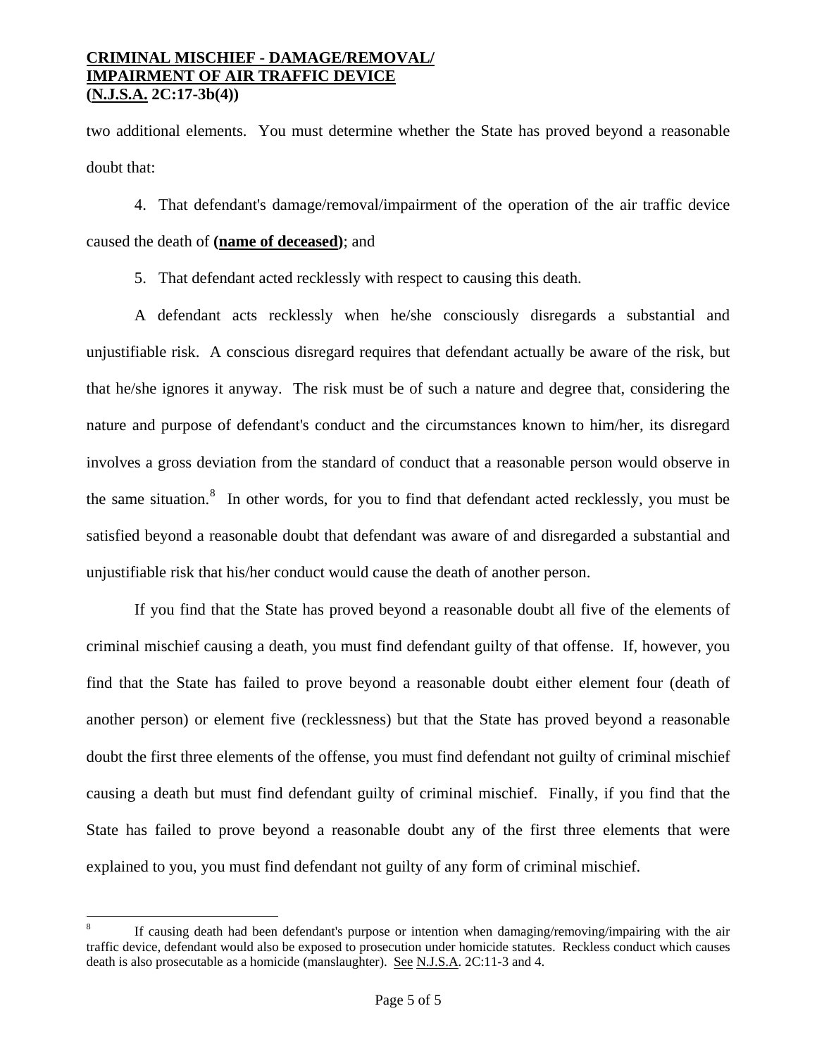two additional elements. You must determine whether the State has proved beyond a reasonable doubt that:

4. That defendant's damage/removal/impairment of the operation of the air traffic device caused the death of **(name of deceased)**; and

5. That defendant acted recklessly with respect to causing this death.

A defendant acts recklessly when he/she consciously disregards a substantial and unjustifiable risk. A conscious disregard requires that defendant actually be aware of the risk, but that he/she ignores it anyway. The risk must be of such a nature and degree that, considering the nature and purpose of defendant's conduct and the circumstances known to him/her, its disregard involves a gross deviation from the standard of conduct that a reasonable person would observe in the same situation.[8] In other words, for you to find that defendant acted recklessly, you must be satisfied beyond a reasonable doubt that defendant was aware of and disregarded a substantial and unjustifiable risk that his/her conduct would cause the death of another person.

If you find that the State has proved beyond a reasonable doubt all five of the elements of criminal mischief causing a death, you must find defendant guilty of that offense. If, however, you find that the State has failed to prove beyond a reasonable doubt either element four (death of another person) or element five (recklessness) but that the State has proved beyond a reasonable doubt the first three elements of the offense, you must find defendant not guilty of criminal mischief causing a death but must find defendant guilty of criminal mischief. Finally, if you find that the State has failed to prove beyond a reasonable doubt any of the first three elements that were explained to you, you must find defendant not guilty of any form of criminal mischief.

---

[8] If causing death had been defendant's purpose or intention when damaging/removing/impairing with the air traffic device, defendant would also be exposed to prosecution under homicide statutes. Reckless conduct which causes death is also prosecutable as a homicide (manslaughter). See N.J.S.A. 2C:11-3 and 4.